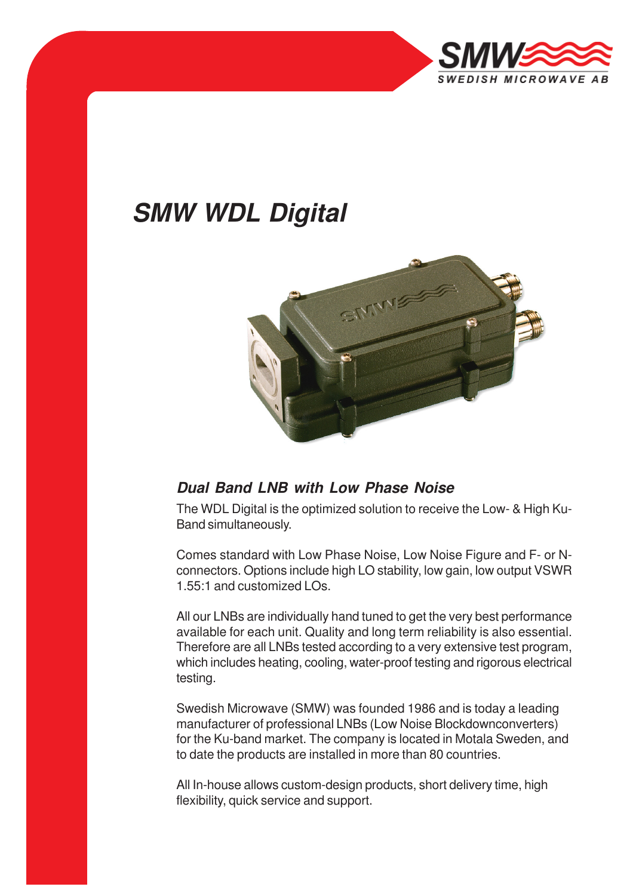# SMW WDL Digital

## *Dual Band LNB with Low Phase Noise*

The WDL Digital is the optimized solution to receive the Low- & High Ku-Band simultaneously.

Comes standard with Low Phase Noise, Low Noise Figure and F- or N-connectors. Options include high LO stability, low gain, low output VSWR 1.55:1 and customized LOs.

All our LNBs are individually hand tuned to get the very best performance available for each unit. Quality and long term reliability is also essential. Therefore are all LNBs tested according to a very extensive test program, which includes heating, cooling, water-proof testing and rigorous electrical testing.

Swedish Microwave (SMW) was founded 1986 and is today a leading manufacturer of professional LNBs (Low Noise Blockdownconverters) for the Ku-band market. The company is located in Motala Sweden, and to date the products are installed in more than 80 countries.

All In-house allows custom-design products, short delivery time, high flexibility, quick service and support.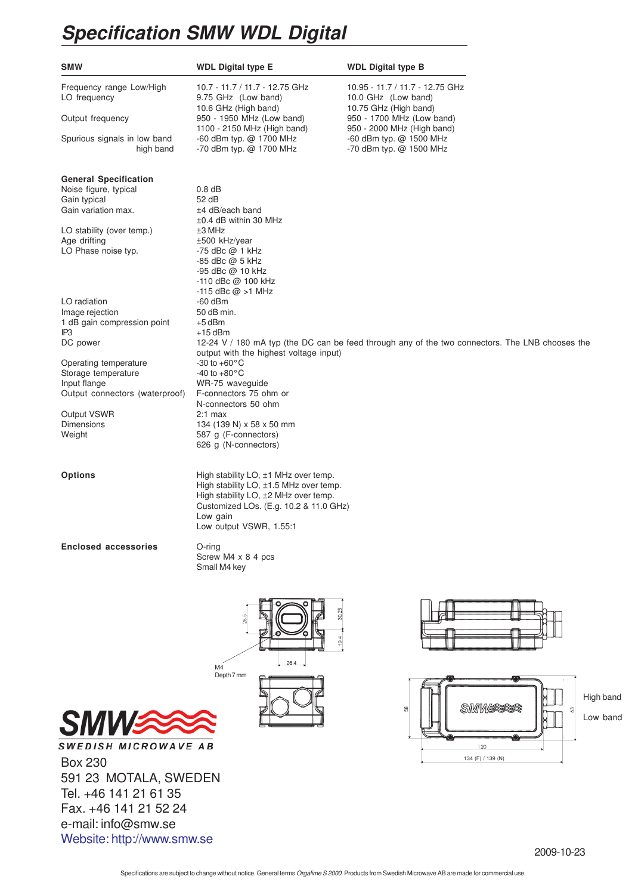# Specification SMW WDL Digital

| SMW | WDL Digital type E | WDL Digital type B |
|---|---|---|
| Frequency range Low/High | 10.7 - 11.7 / 11.7 - 12.75 GHz | 10.95 - 11.7 / 11.7 - 12.75 GHz |
| LO frequency | 9.75 GHz (Low band)<br>10.6 GHz (High band) | 10.0 GHz (Low band)<br>10.75 GHz (High band) |
| Output frequency | 950 - 1950 MHz (Low band)<br>1100 - 2150 MHz (High band) | 950 - 1700 MHz (Low band)<br>950 - 2000 MHz (High band) |
| Spurious signals in low band<br>high band | -60 dBm typ. @ 1700 MHz<br>-70 dBm typ. @ 1700 MHz | -60 dBm typ. @ 1500 MHz<br>-70 dBm typ. @ 1500 MHz |

**General Specification**

| | |
|---|---|
| Noise figure, typical | 0.8 dB |
| Gain typical | 52 dB |
| Gain variation max. | ±4 dB/each band<br>±0.4 dB within 30 MHz |
| LO stability (over temp.) | ±3 MHz |
| Age drifting | ±500 kHz/year |
| LO Phase noise typ. | -75 dBc @ 1 kHz<br>-85 dBc @ 5 kHz<br>-95 dBc @ 10 kHz<br>-110 dBc @ 100 kHz<br>-115 dBc @ >1 MHz |
| LO radiation | -60 dBm |
| Image rejection | 50 dB min. |
| 1 dB gain compression point | +5 dBm |
| IP3 | +15 dBm |
| DC power | 12-24 V / 180 mA typ (the DC can be feed through any of the two connectors. The LNB chooses the output with the highest voltage input) |
| Operating temperature | -30 to +60°C |
| Storage temperature | -40 to +80°C |
| Input flange | WR-75 waveguide |
| Output connectors (waterproof) | F-connectors 75 ohm or<br>N-connectors 50 ohm |
| Output VSWR | 2:1 max |
| Dimensions | 134 (139 N) x 58 x 50 mm |
| Weight | 587 g (F-connectors)<br>626 g (N-connectors) |

**Options**

High stability LO, ±1 MHz over temp.
High stability LO, ±1.5 MHz over temp.
High stability LO, ±2 MHz over temp.
Customized LOs. (E.g. 10.2 & 11.0 GHz)
Low gain
Low output VSWR, 1.55:1

**Enclosed accessories**

O-ring
Screw M4 x 8 4 pcs
Small M4 key

28.5
30.25
19.4
26.4
M4
Depth 7 mm
58
63
120
134 (F) / 139 (N)
High band
Low band

SWEDISH MICROWAVE AB

Box 230
591 23 MOTALA, SWEDEN
Tel. +46 141 21 61 35
Fax. +46 141 21 52 24
e-mail: info@smw.se
Website: http://www.smw.se

2009-10-23

Specifications are subject to change without notice. General terms *Orgalime S 2000*. Products from Swedish Microwave AB are made for commercial use.